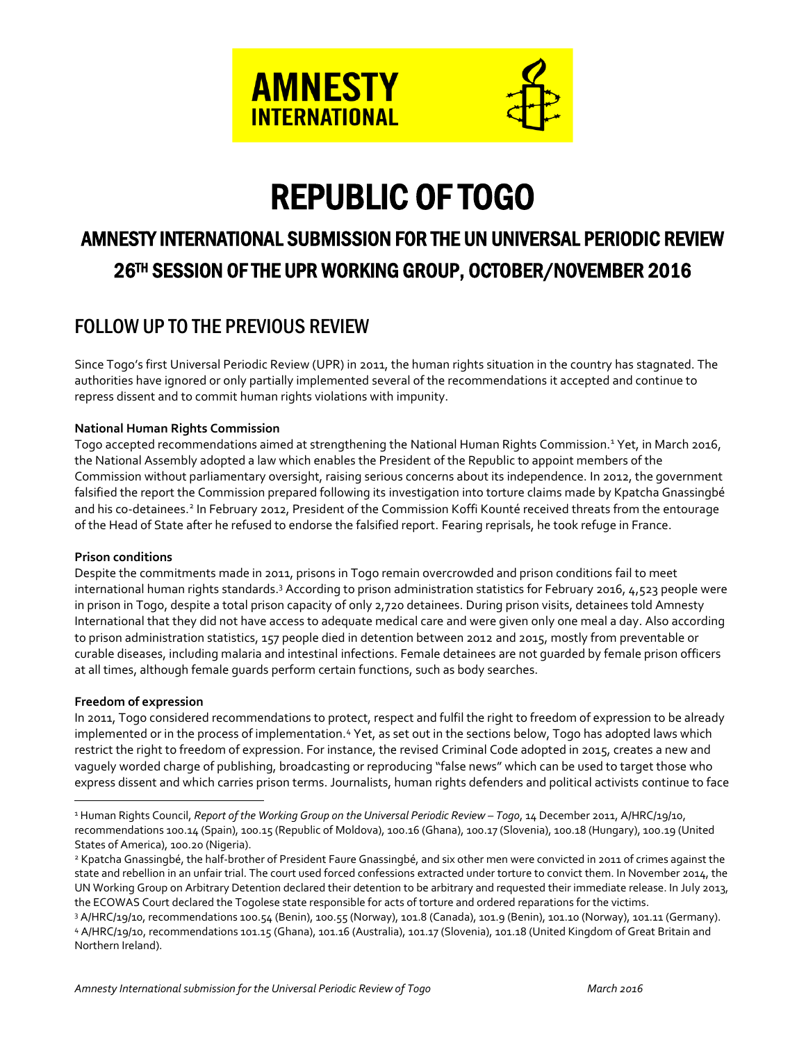# REPUBLIC OF TOGO

## AMNESTY INTERNATIONAL SUBMISSION FOR THE UN UNIVERSAL PERIODIC REVIEW 26TH SESSION OF THE UPR WORKING GROUP, OCTOBER/NOVEMBER 2016

## FOLLOW UP TO THE PREVIOUS REVIEW

Since Togo's first Universal Periodic Review (UPR) in 2011, the human rights situation in the country has stagnated. The authorities have ignored or only partially implemented several of the recommendations it accepted and continue to repress dissent and to commit human rights violations with impunity.

**National Human Rights Commission**

Togo accepted recommendations aimed at strengthening the National Human Rights Commission.[1] Yet, in March 2016, the National Assembly adopted a law which enables the President of the Republic to appoint members of the Commission without parliamentary oversight, raising serious concerns about its independence. In 2012, the government falsified the report the Commission prepared following its investigation into torture claims made by Kpatcha Gnassingbé and his co-detainees.[2] In February 2012, President of the Commission Koffi Kounté received threats from the entourage of the Head of State after he refused to endorse the falsified report. Fearing reprisals, he took refuge in France.

**Prison conditions**

Despite the commitments made in 2011, prisons in Togo remain overcrowded and prison conditions fail to meet international human rights standards.[3] According to prison administration statistics for February 2016, 4,523 people were in prison in Togo, despite a total prison capacity of only 2,720 detainees. During prison visits, detainees told Amnesty International that they did not have access to adequate medical care and were given only one meal a day. Also according to prison administration statistics, 157 people died in detention between 2012 and 2015, mostly from preventable or curable diseases, including malaria and intestinal infections. Female detainees are not guarded by female prison officers at all times, although female guards perform certain functions, such as body searches.

**Freedom of expression**

In 2011, Togo considered recommendations to protect, respect and fulfil the right to freedom of expression to be already implemented or in the process of implementation.[4] Yet, as set out in the sections below, Togo has adopted laws which restrict the right to freedom of expression. For instance, the revised Criminal Code adopted in 2015, creates a new and vaguely worded charge of publishing, broadcasting or reproducing "false news" which can be used to target those who express dissent and which carries prison terms. Journalists, human rights defenders and political activists continue to face

---

[1] Human Rights Council, *Report of the Working Group on the Universal Periodic Review – Togo*, 14 December 2011, A/HRC/19/10, recommendations 100.14 (Spain), 100.15 (Republic of Moldova), 100.16 (Ghana), 100.17 (Slovenia), 100.18 (Hungary), 100.19 (United States of America), 100.20 (Nigeria).

[2] Kpatcha Gnassingbé, the half-brother of President Faure Gnassingbé, and six other men were convicted in 2011 of crimes against the state and rebellion in an unfair trial. The court used forced confessions extracted under torture to convict them. In November 2014, the UN Working Group on Arbitrary Detention declared their detention to be arbitrary and requested their immediate release. In July 2013, the ECOWAS Court declared the Togolese state responsible for acts of torture and ordered reparations for the victims.

[3] A/HRC/19/10, recommendations 100.54 (Benin), 100.55 (Norway), 101.8 (Canada), 101.9 (Benin), 101.10 (Norway), 101.11 (Germany).

[4] A/HRC/19/10, recommendations 101.15 (Ghana), 101.16 (Australia), 101.17 (Slovenia), 101.18 (United Kingdom of Great Britain and Northern Ireland).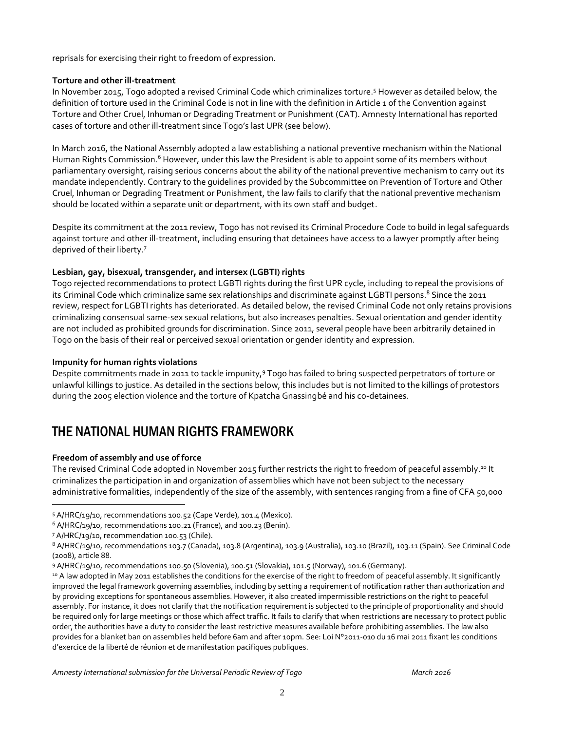reprisals for exercising their right to freedom of expression.

**Torture and other ill-treatment**

In November 2015, Togo adopted a revised Criminal Code which criminalizes torture.[5] However as detailed below, the definition of torture used in the Criminal Code is not in line with the definition in Article 1 of the Convention against Torture and Other Cruel, Inhuman or Degrading Treatment or Punishment (CAT). Amnesty International has reported cases of torture and other ill-treatment since Togo's last UPR (see below).

In March 2016, the National Assembly adopted a law establishing a national preventive mechanism within the National Human Rights Commission.[6] However, under this law the President is able to appoint some of its members without parliamentary oversight, raising serious concerns about the ability of the national preventive mechanism to carry out its mandate independently. Contrary to the guidelines provided by the Subcommittee on Prevention of Torture and Other Cruel, Inhuman or Degrading Treatment or Punishment, the law fails to clarify that the national preventive mechanism should be located within a separate unit or department, with its own staff and budget.

Despite its commitment at the 2011 review, Togo has not revised its Criminal Procedure Code to build in legal safeguards against torture and other ill-treatment, including ensuring that detainees have access to a lawyer promptly after being deprived of their liberty.[7]

**Lesbian, gay, bisexual, transgender, and intersex (LGBTI) rights**

Togo rejected recommendations to protect LGBTI rights during the first UPR cycle, including to repeal the provisions of its Criminal Code which criminalize same sex relationships and discriminate against LGBTI persons.[8] Since the 2011 review, respect for LGBTI rights has deteriorated. As detailed below, the revised Criminal Code not only retains provisions criminalizing consensual same-sex sexual relations, but also increases penalties. Sexual orientation and gender identity are not included as prohibited grounds for discrimination. Since 2011, several people have been arbitrarily detained in Togo on the basis of their real or perceived sexual orientation or gender identity and expression.

**Impunity for human rights violations**

Despite commitments made in 2011 to tackle impunity,[9] Togo has failed to bring suspected perpetrators of torture or unlawful killings to justice. As detailed in the sections below, this includes but is not limited to the killings of protestors during the 2005 election violence and the torture of Kpatcha Gnassingbé and his co-detainees.

# THE NATIONAL HUMAN RIGHTS FRAMEWORK

**Freedom of assembly and use of force**

The revised Criminal Code adopted in November 2015 further restricts the right to freedom of peaceful assembly.[10] It criminalizes the participation in and organization of assemblies which have not been subject to the necessary administrative formalities, independently of the size of the assembly, with sentences ranging from a fine of CFA 50,000

---

[5] A/HRC/19/10, recommendations 100.52 (Cape Verde), 101.4 (Mexico).

[6] A/HRC/19/10, recommendations 100.21 (France), and 100.23 (Benin).

[7] A/HRC/19/10, recommendation 100.53 (Chile).

[8] A/HRC/19/10, recommendations 103.7 (Canada), 103.8 (Argentina), 103.9 (Australia), 103.10 (Brazil), 103.11 (Spain). See Criminal Code (2008), article 88.

[9] A/HRC/19/10, recommendations 100.50 (Slovenia), 100.51 (Slovakia), 101.5 (Norway), 101.6 (Germany).

[10] A law adopted in May 2011 establishes the conditions for the exercise of the right to freedom of peaceful assembly. It significantly improved the legal framework governing assemblies, including by setting a requirement of notification rather than authorization and by providing exceptions for spontaneous assemblies. However, it also created impermissible restrictions on the right to peaceful assembly. For instance, it does not clarify that the notification requirement is subjected to the principle of proportionality and should be required only for large meetings or those which affect traffic. It fails to clarify that when restrictions are necessary to protect public order, the authorities have a duty to consider the least restrictive measures available before prohibiting assemblies. The law also provides for a blanket ban on assemblies held before 6am and after 10pm. See: Loi N°2011-010 du 16 mai 2011 fixant les conditions d'exercice de la liberté de réunion et de manifestation pacifiques publiques.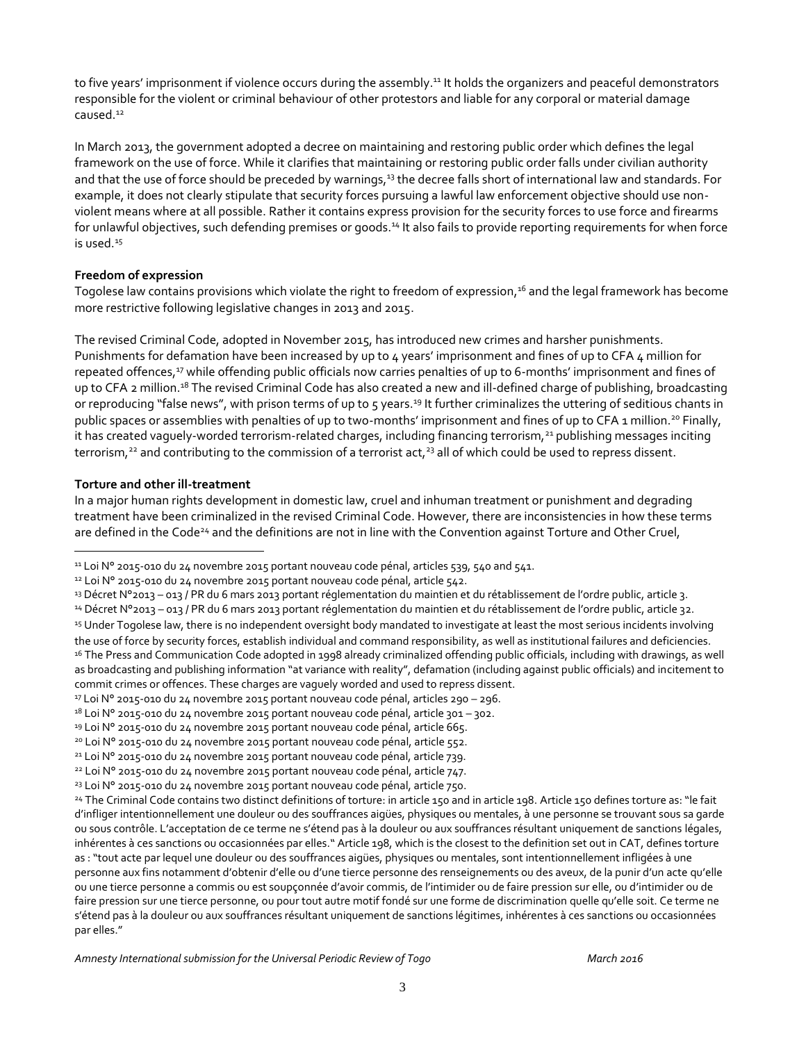to five years' imprisonment if violence occurs during the assembly.[11] It holds the organizers and peaceful demonstrators responsible for the violent or criminal behaviour of other protestors and liable for any corporal or material damage caused.[12]

In March 2013, the government adopted a decree on maintaining and restoring public order which defines the legal framework on the use of force. While it clarifies that maintaining or restoring public order falls under civilian authority and that the use of force should be preceded by warnings,[13] the decree falls short of international law and standards. For example, it does not clearly stipulate that security forces pursuing a lawful law enforcement objective should use non-violent means where at all possible. Rather it contains express provision for the security forces to use force and firearms for unlawful objectives, such defending premises or goods.[14] It also fails to provide reporting requirements for when force is used.[15]

**Freedom of expression**

Togolese law contains provisions which violate the right to freedom of expression,[16] and the legal framework has become more restrictive following legislative changes in 2013 and 2015.

The revised Criminal Code, adopted in November 2015, has introduced new crimes and harsher punishments. Punishments for defamation have been increased by up to 4 years' imprisonment and fines of up to CFA 4 million for repeated offences,[17] while offending public officials now carries penalties of up to 6-months' imprisonment and fines of up to CFA 2 million.[18] The revised Criminal Code has also created a new and ill-defined charge of publishing, broadcasting or reproducing "false news", with prison terms of up to 5 years.[19] It further criminalizes the uttering of seditious chants in public spaces or assemblies with penalties of up to two-months' imprisonment and fines of up to CFA 1 million.[20] Finally, it has created vaguely-worded terrorism-related charges, including financing terrorism,[21] publishing messages inciting terrorism,[22] and contributing to the commission of a terrorist act,[23] all of which could be used to repress dissent.

**Torture and other ill-treatment**

In a major human rights development in domestic law, cruel and inhuman treatment or punishment and degrading treatment have been criminalized in the revised Criminal Code. However, there are inconsistencies in how these terms are defined in the Code[24] and the definitions are not in line with the Convention against Torture and Other Cruel,

---

[11] Loi N° 2015-010 du 24 novembre 2015 portant nouveau code pénal, articles 539, 540 and 541.

[12] Loi N° 2015-010 du 24 novembre 2015 portant nouveau code pénal, article 542.

[13] Décret N°2013 – 013 / PR du 6 mars 2013 portant réglementation du maintien et du rétablissement de l'ordre public, article 3.

[14] Décret N°2013 – 013 / PR du 6 mars 2013 portant réglementation du maintien et du rétablissement de l'ordre public, article 32.

[15] Under Togolese law, there is no independent oversight body mandated to investigate at least the most serious incidents involving the use of force by security forces, establish individual and command responsibility, as well as institutional failures and deficiencies.

[16] The Press and Communication Code adopted in 1998 already criminalized offending public officials, including with drawings, as well as broadcasting and publishing information "at variance with reality", defamation (including against public officials) and incitement to commit crimes or offences. These charges are vaguely worded and used to repress dissent.

[17] Loi N° 2015-010 du 24 novembre 2015 portant nouveau code pénal, articles 290 – 296.

[18] Loi N° 2015-010 du 24 novembre 2015 portant nouveau code pénal, article 301 – 302.

[19] Loi N° 2015-010 du 24 novembre 2015 portant nouveau code pénal, article 665.

[20] Loi N° 2015-010 du 24 novembre 2015 portant nouveau code pénal, article 552.

[21] Loi N° 2015-010 du 24 novembre 2015 portant nouveau code pénal, article 739.

[22] Loi N° 2015-010 du 24 novembre 2015 portant nouveau code pénal, article 747.

[23] Loi N° 2015-010 du 24 novembre 2015 portant nouveau code pénal, article 750.

[24] The Criminal Code contains two distinct definitions of torture: in article 150 and in article 198. Article 150 defines torture as: "le fait d'infliger intentionnellement une douleur ou des souffrances aigües, physiques ou mentales, à une personne se trouvant sous sa garde ou sous contrôle. L'acceptation de ce terme ne s'étend pas à la douleur ou aux souffrances résultant uniquement de sanctions légales, inhérentes à ces sanctions ou occasionnées par elles." Article 198, which is the closest to the definition set out in CAT, defines torture as : "tout acte par lequel une douleur ou des souffrances aigües, physiques ou mentales, sont intentionnellement infligées à une personne aux fins notamment d'obtenir d'elle ou d'une tierce personne des renseignements ou des aveux, de la punir d'un acte qu'elle ou une tierce personne a commis ou est soupçonnée d'avoir commis, de l'intimider ou de faire pression sur elle, ou d'intimider ou de faire pression sur une tierce personne, ou pour tout autre motif fondé sur une forme de discrimination quelle qu'elle soit. Ce terme ne s'étend pas à la douleur ou aux souffrances résultant uniquement de sanctions légitimes, inhérentes à ces sanctions ou occasionnées par elles."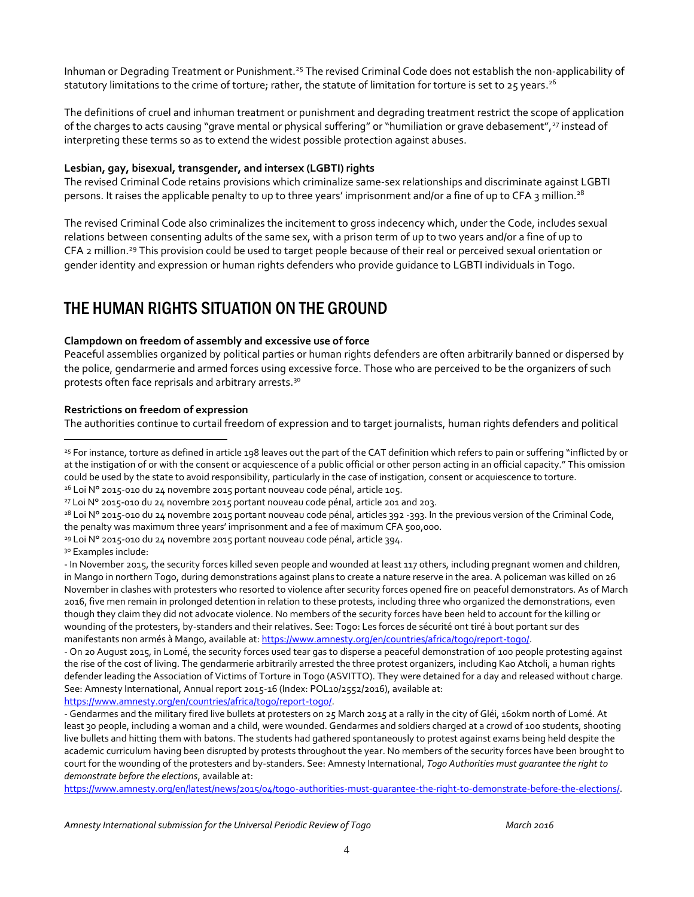Inhuman or Degrading Treatment or Punishment.[25] The revised Criminal Code does not establish the non-applicability of statutory limitations to the crime of torture; rather, the statute of limitation for torture is set to 25 years.[26]

The definitions of cruel and inhuman treatment or punishment and degrading treatment restrict the scope of application of the charges to acts causing "grave mental or physical suffering" or "humiliation or grave debasement",[27] instead of interpreting these terms so as to extend the widest possible protection against abuses.

**Lesbian, gay, bisexual, transgender, and intersex (LGBTI) rights**

The revised Criminal Code retains provisions which criminalize same-sex relationships and discriminate against LGBTI persons. It raises the applicable penalty to up to three years' imprisonment and/or a fine of up to CFA 3 million.[28]

The revised Criminal Code also criminalizes the incitement to gross indecency which, under the Code, includes sexual relations between consenting adults of the same sex, with a prison term of up to two years and/or a fine of up to CFA 2 million.[29] This provision could be used to target people because of their real or perceived sexual orientation or gender identity and expression or human rights defenders who provide guidance to LGBTI individuals in Togo.

## THE HUMAN RIGHTS SITUATION ON THE GROUND

**Clampdown on freedom of assembly and excessive use of force**

Peaceful assemblies organized by political parties or human rights defenders are often arbitrarily banned or dispersed by the police, gendarmerie and armed forces using excessive force. Those who are perceived to be the organizers of such protests often face reprisals and arbitrary arrests.[30]

**Restrictions on freedom of expression**

The authorities continue to curtail freedom of expression and to target journalists, human rights defenders and political

---

[25] For instance, torture as defined in article 198 leaves out the part of the CAT definition which refers to pain or suffering "inflicted by or at the instigation of or with the consent or acquiescence of a public official or other person acting in an official capacity." This omission could be used by the state to avoid responsibility, particularly in the case of instigation, consent or acquiescence to torture.

[26] Loi N° 2015-010 du 24 novembre 2015 portant nouveau code pénal, article 105.

[27] Loi N° 2015-010 du 24 novembre 2015 portant nouveau code pénal, article 201 and 203.

[28] Loi N° 2015-010 du 24 novembre 2015 portant nouveau code pénal, articles 392 -393. In the previous version of the Criminal Code, the penalty was maximum three years' imprisonment and a fee of maximum CFA 500,000.

[29] Loi N° 2015-010 du 24 novembre 2015 portant nouveau code pénal, article 394.

[30] Examples include:

- In November 2015, the security forces killed seven people and wounded at least 117 others, including pregnant women and children, in Mango in northern Togo, during demonstrations against plans to create a nature reserve in the area. A policeman was killed on 26 November in clashes with protesters who resorted to violence after security forces opened fire on peaceful demonstrators. As of March 2016, five men remain in prolonged detention in relation to these protests, including three who organized the demonstrations, even though they claim they did not advocate violence. No members of the security forces have been held to account for the killing or wounding of the protesters, by-standers and their relatives. See: Togo: Les forces de sécurité ont tiré à bout portant sur des manifestants non armés à Mango, available at: https://www.amnesty.org/en/countries/africa/togo/report-togo/.
- On 20 August 2015, in Lomé, the security forces used tear gas to disperse a peaceful demonstration of 100 people protesting against the rise of the cost of living. The gendarmerie arbitrarily arrested the three protest organizers, including Kao Atcholi, a human rights defender leading the Association of Victims of Torture in Togo (ASVITTO). They were detained for a day and released without charge. See: Amnesty International, Annual report 2015-16 (Index: POL10/2552/2016), available at: https://www.amnesty.org/en/countries/africa/togo/report-togo/.
- Gendarmes and the military fired live bullets at protesters on 25 March 2015 at a rally in the city of Gléi, 160km north of Lomé. At least 30 people, including a woman and a child, were wounded. Gendarmes and soldiers charged at a crowd of 100 students, shooting live bullets and hitting them with batons. The students had gathered spontaneously to protest against exams being held despite the academic curriculum having been disrupted by protests throughout the year. No members of the security forces have been brought to court for the wounding of the protesters and by-standers. See: Amnesty International, *Togo Authorities must guarantee the right to demonstrate before the elections*, available at: https://www.amnesty.org/en/latest/news/2015/04/togo-authorities-must-guarantee-the-right-to-demonstrate-before-the-elections/.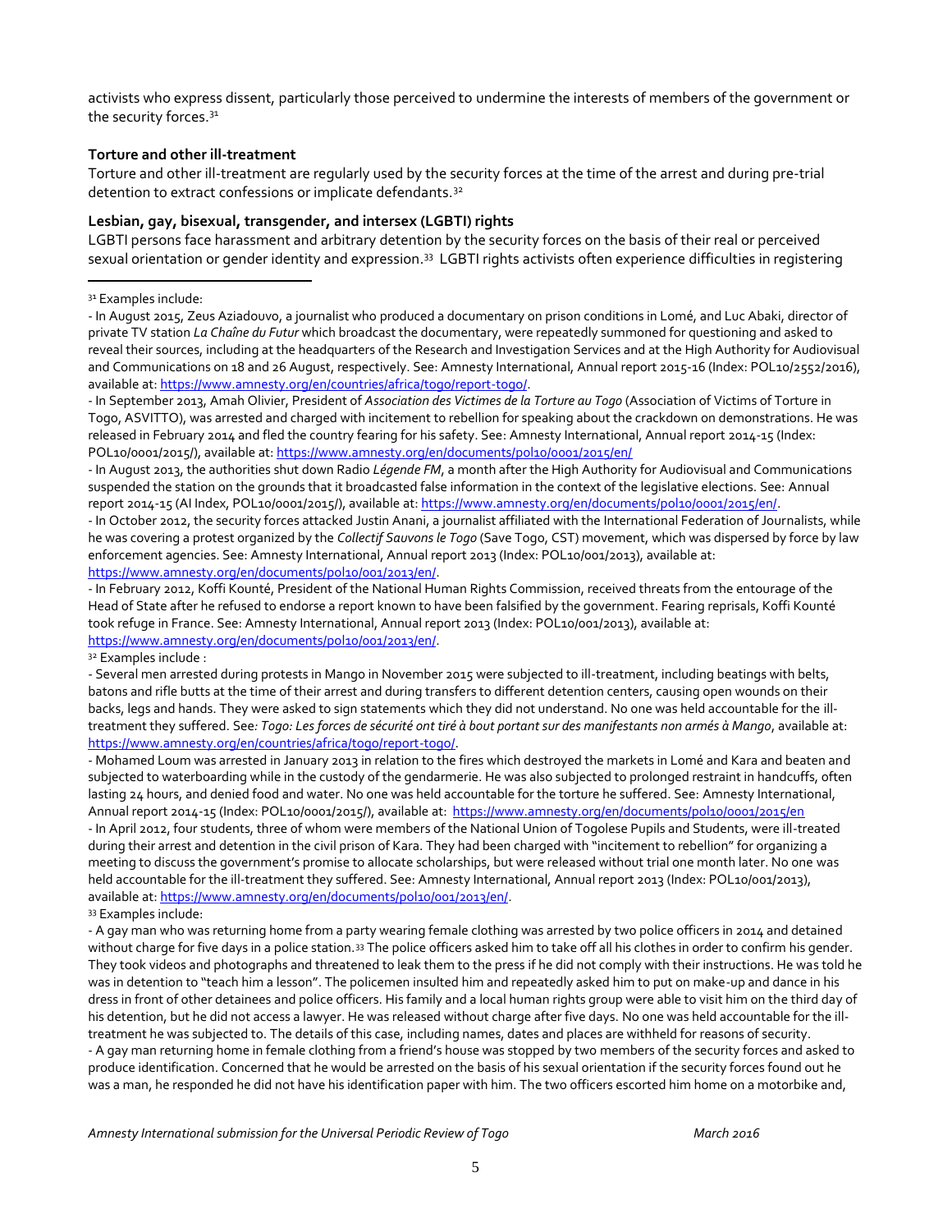activists who express dissent, particularly those perceived to undermine the interests of members of the government or the security forces.[31]

**Torture and other ill-treatment**

Torture and other ill-treatment are regularly used by the security forces at the time of the arrest and during pre-trial detention to extract confessions or implicate defendants.[32]

**Lesbian, gay, bisexual, transgender, and intersex (LGBTI) rights**

LGBTI persons face harassment and arbitrary detention by the security forces on the basis of their real or perceived sexual orientation or gender identity and expression.[33] LGBTI rights activists often experience difficulties in registering

---

[31] Examples include:

- In August 2015, Zeus Aziadouvo, a journalist who produced a documentary on prison conditions in Lomé, and Luc Abaki, director of private TV station *La Chaîne du Futur* which broadcast the documentary, were repeatedly summoned for questioning and asked to reveal their sources, including at the headquarters of the Research and Investigation Services and at the High Authority for Audiovisual and Communications on 18 and 26 August, respectively. See: Amnesty International, Annual report 2015-16 (Index: POL10/2552/2016), available at: https://www.amnesty.org/en/countries/africa/togo/report-togo/.
- In September 2013, Amah Olivier, President of *Association des Victimes de la Torture au Togo* (Association of Victims of Torture in Togo, ASVITTO), was arrested and charged with incitement to rebellion for speaking about the crackdown on demonstrations. He was released in February 2014 and fled the country fearing for his safety. See: Amnesty International, Annual report 2014-15 (Index: POL10/0001/2015/), available at: https://www.amnesty.org/en/documents/pol10/0001/2015/en/
- In August 2013, the authorities shut down Radio *Légende FM*, a month after the High Authority for Audiovisual and Communications suspended the station on the grounds that it broadcasted false information in the context of the legislative elections. See: Annual report 2014-15 (AI Index, POL10/0001/2015/), available at: https://www.amnesty.org/en/documents/pol10/0001/2015/en/.
- In October 2012, the security forces attacked Justin Anani, a journalist affiliated with the International Federation of Journalists, while he was covering a protest organized by the *Collectif Sauvons le Togo* (Save Togo, CST) movement, which was dispersed by force by law enforcement agencies. See: Amnesty International, Annual report 2013 (Index: POL10/001/2013), available at: https://www.amnesty.org/en/documents/pol10/001/2013/en/.
- In February 2012, Koffi Kounté, President of the National Human Rights Commission, received threats from the entourage of the Head of State after he refused to endorse a report known to have been falsified by the government. Fearing reprisals, Koffi Kounté took refuge in France. See: Amnesty International, Annual report 2013 (Index: POL10/001/2013), available at: https://www.amnesty.org/en/documents/pol10/001/2013/en/.

[32] Examples include :

- Several men arrested during protests in Mango in November 2015 were subjected to ill-treatment, including beatings with belts, batons and rifle butts at the time of their arrest and during transfers to different detention centers, causing open wounds on their backs, legs and hands. They were asked to sign statements which they did not understand. No one was held accountable for the ill-treatment they suffered. See*: Togo: Les forces de sécurité ont tiré à bout portant sur des manifestants non armés à Mango*, available at: https://www.amnesty.org/en/countries/africa/togo/report-togo/.
- Mohamed Loum was arrested in January 2013 in relation to the fires which destroyed the markets in Lomé and Kara and beaten and subjected to waterboarding while in the custody of the gendarmerie. He was also subjected to prolonged restraint in handcuffs, often lasting 24 hours, and denied food and water. No one was held accountable for the torture he suffered. See: Amnesty International, Annual report 2014-15 (Index: POL10/0001/2015/), available at: https://www.amnesty.org/en/documents/pol10/0001/2015/en
- In April 2012, four students, three of whom were members of the National Union of Togolese Pupils and Students, were ill-treated during their arrest and detention in the civil prison of Kara. They had been charged with "incitement to rebellion" for organizing a meeting to discuss the government's promise to allocate scholarships, but were released without trial one month later. No one was held accountable for the ill-treatment they suffered. See: Amnesty International, Annual report 2013 (Index: POL10/001/2013), available at: https://www.amnesty.org/en/documents/pol10/001/2013/en/.

[33] Examples include:

- A gay man who was returning home from a party wearing female clothing was arrested by two police officers in 2014 and detained without charge for five days in a police station.[33] The police officers asked him to take off all his clothes in order to confirm his gender. They took videos and photographs and threatened to leak them to the press if he did not comply with their instructions. He was told he was in detention to "teach him a lesson". The policemen insulted him and repeatedly asked him to put on make-up and dance in his dress in front of other detainees and police officers. His family and a local human rights group were able to visit him on the third day of his detention, but he did not access a lawyer. He was released without charge after five days. No one was held accountable for the ill-treatment he was subjected to. The details of this case, including names, dates and places are withheld for reasons of security.
- A gay man returning home in female clothing from a friend's house was stopped by two members of the security forces and asked to produce identification. Concerned that he would be arrested on the basis of his sexual orientation if the security forces found out he was a man, he responded he did not have his identification paper with him. The two officers escorted him home on a motorbike and,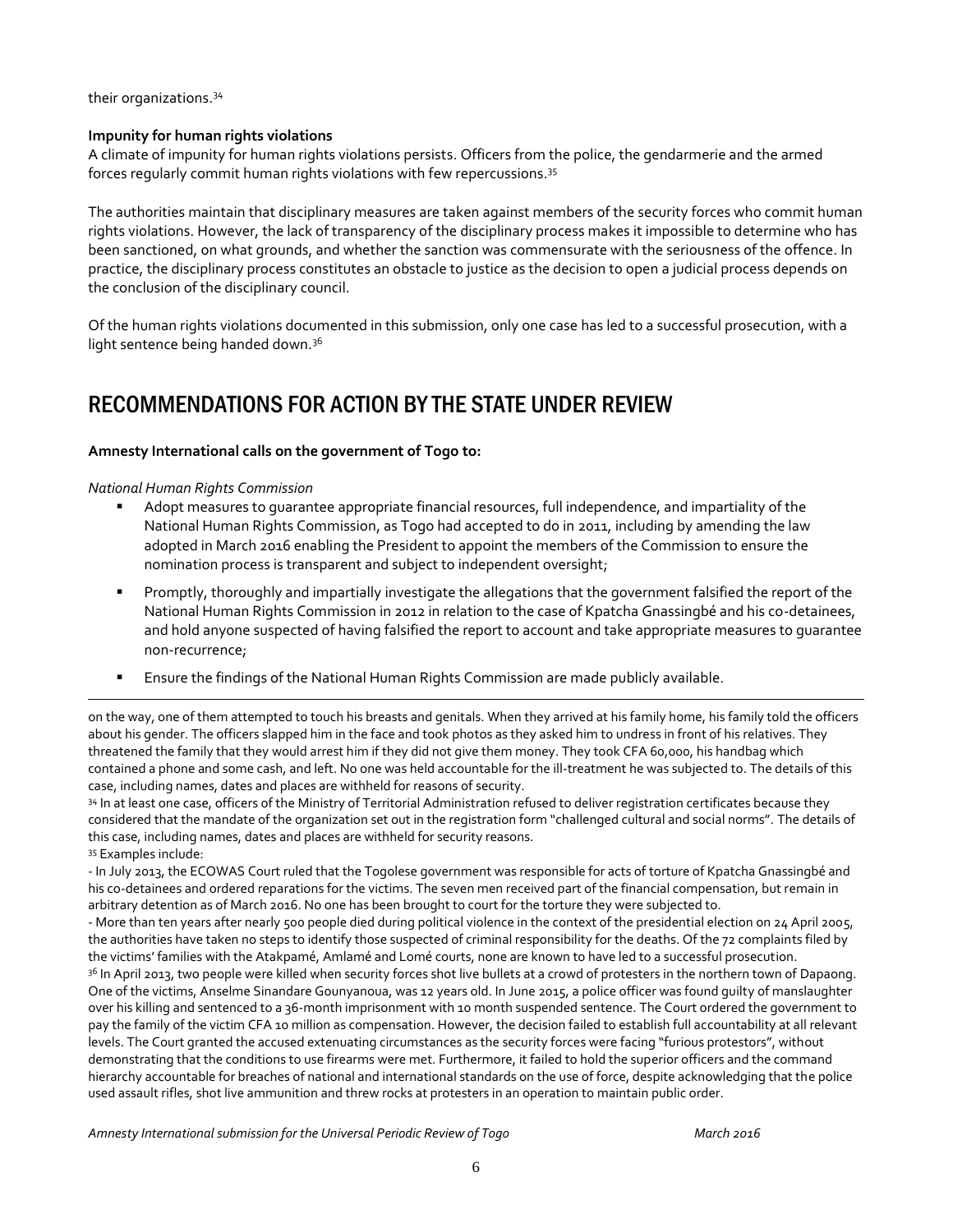their organizations.[34]

**Impunity for human rights violations**

A climate of impunity for human rights violations persists. Officers from the police, the gendarmerie and the armed forces regularly commit human rights violations with few repercussions.[35]

The authorities maintain that disciplinary measures are taken against members of the security forces who commit human rights violations. However, the lack of transparency of the disciplinary process makes it impossible to determine who has been sanctioned, on what grounds, and whether the sanction was commensurate with the seriousness of the offence. In practice, the disciplinary process constitutes an obstacle to justice as the decision to open a judicial process depends on the conclusion of the disciplinary council.

Of the human rights violations documented in this submission, only one case has led to a successful prosecution, with a light sentence being handed down.[36]

# RECOMMENDATIONS FOR ACTION BY THE STATE UNDER REVIEW

**Amnesty International calls on the government of Togo to:**

*National Human Rights Commission*

- Adopt measures to guarantee appropriate financial resources, full independence, and impartiality of the National Human Rights Commission, as Togo had accepted to do in 2011, including by amending the law adopted in March 2016 enabling the President to appoint the members of the Commission to ensure the nomination process is transparent and subject to independent oversight;
- Promptly, thoroughly and impartially investigate the allegations that the government falsified the report of the National Human Rights Commission in 2012 in relation to the case of Kpatcha Gnassingbé and his co-detainees, and hold anyone suspected of having falsified the report to account and take appropriate measures to guarantee non-recurrence;
- Ensure the findings of the National Human Rights Commission are made publicly available.

---

on the way, one of them attempted to touch his breasts and genitals. When they arrived at his family home, his family told the officers about his gender. The officers slapped him in the face and took photos as they asked him to undress in front of his relatives. They threatened the family that they would arrest him if they did not give them money. They took CFA 60,000, his handbag which contained a phone and some cash, and left. No one was held accountable for the ill-treatment he was subjected to. The details of this case, including names, dates and places are withheld for reasons of security.

[34] In at least one case, officers of the Ministry of Territorial Administration refused to deliver registration certificates because they considered that the mandate of the organization set out in the registration form "challenged cultural and social norms". The details of this case, including names, dates and places are withheld for security reasons.

[35] Examples include:
- In July 2013, the ECOWAS Court ruled that the Togolese government was responsible for acts of torture of Kpatcha Gnassingbé and his co-detainees and ordered reparations for the victims. The seven men received part of the financial compensation, but remain in arbitrary detention as of March 2016. No one has been brought to court for the torture they were subjected to.
- More than ten years after nearly 500 people died during political violence in the context of the presidential election on 24 April 2005, the authorities have taken no steps to identify those suspected of criminal responsibility for the deaths. Of the 72 complaints filed by the victims' families with the Atakpamé, Amlamé and Lomé courts, none are known to have led to a successful prosecution.

[36] In April 2013, two people were killed when security forces shot live bullets at a crowd of protesters in the northern town of Dapaong. One of the victims, Anselme Sinandare Gounyanoua, was 12 years old. In June 2015, a police officer was found guilty of manslaughter over his killing and sentenced to a 36-month imprisonment with 10 month suspended sentence. The Court ordered the government to pay the family of the victim CFA 10 million as compensation. However, the decision failed to establish full accountability at all relevant levels. The Court granted the accused extenuating circumstances as the security forces were facing "furious protestors", without demonstrating that the conditions to use firearms were met. Furthermore, it failed to hold the superior officers and the command hierarchy accountable for breaches of national and international standards on the use of force, despite acknowledging that the police used assault rifles, shot live ammunition and threw rocks at protesters in an operation to maintain public order.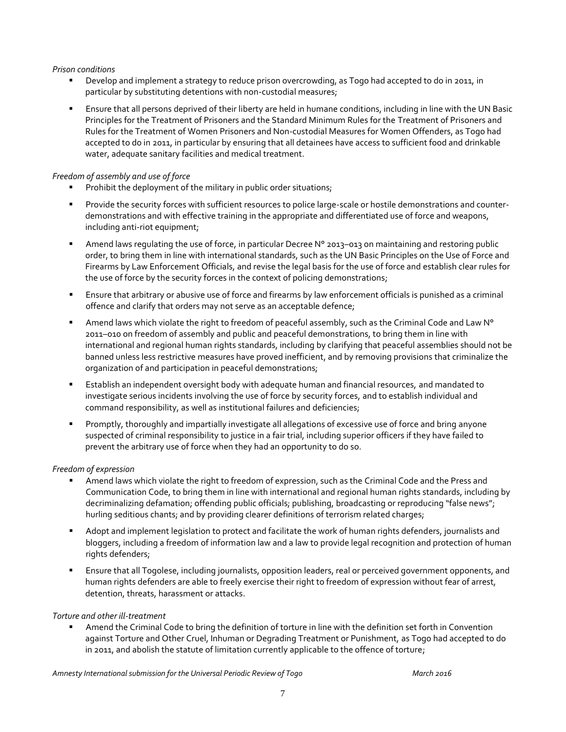*Prison conditions*

- Develop and implement a strategy to reduce prison overcrowding, as Togo had accepted to do in 2011, in particular by substituting detentions with non-custodial measures;
- Ensure that all persons deprived of their liberty are held in humane conditions, including in line with the UN Basic Principles for the Treatment of Prisoners and the Standard Minimum Rules for the Treatment of Prisoners and Rules for the Treatment of Women Prisoners and Non-custodial Measures for Women Offenders, as Togo had accepted to do in 2011, in particular by ensuring that all detainees have access to sufficient food and drinkable water, adequate sanitary facilities and medical treatment.

*Freedom of assembly and use of force*

- Prohibit the deployment of the military in public order situations;
- Provide the security forces with sufficient resources to police large-scale or hostile demonstrations and counter-demonstrations and with effective training in the appropriate and differentiated use of force and weapons, including anti-riot equipment;
- Amend laws regulating the use of force, in particular Decree N° 2013–013 on maintaining and restoring public order, to bring them in line with international standards, such as the UN Basic Principles on the Use of Force and Firearms by Law Enforcement Officials, and revise the legal basis for the use of force and establish clear rules for the use of force by the security forces in the context of policing demonstrations;
- Ensure that arbitrary or abusive use of force and firearms by law enforcement officials is punished as a criminal offence and clarify that orders may not serve as an acceptable defence;
- Amend laws which violate the right to freedom of peaceful assembly, such as the Criminal Code and Law N° 2011–010 on freedom of assembly and public and peaceful demonstrations, to bring them in line with international and regional human rights standards, including by clarifying that peaceful assemblies should not be banned unless less restrictive measures have proved inefficient, and by removing provisions that criminalize the organization of and participation in peaceful demonstrations;
- Establish an independent oversight body with adequate human and financial resources, and mandated to investigate serious incidents involving the use of force by security forces, and to establish individual and command responsibility, as well as institutional failures and deficiencies;
- Promptly, thoroughly and impartially investigate all allegations of excessive use of force and bring anyone suspected of criminal responsibility to justice in a fair trial, including superior officers if they have failed to prevent the arbitrary use of force when they had an opportunity to do so.

*Freedom of expression*

- Amend laws which violate the right to freedom of expression, such as the Criminal Code and the Press and Communication Code, to bring them in line with international and regional human rights standards, including by decriminalizing defamation; offending public officials; publishing, broadcasting or reproducing "false news"; hurling seditious chants; and by providing clearer definitions of terrorism related charges;
- Adopt and implement legislation to protect and facilitate the work of human rights defenders, journalists and bloggers, including a freedom of information law and a law to provide legal recognition and protection of human rights defenders;
- Ensure that all Togolese, including journalists, opposition leaders, real or perceived government opponents, and human rights defenders are able to freely exercise their right to freedom of expression without fear of arrest, detention, threats, harassment or attacks.

*Torture and other ill-treatment*

- Amend the Criminal Code to bring the definition of torture in line with the definition set forth in Convention against Torture and Other Cruel, Inhuman or Degrading Treatment or Punishment, as Togo had accepted to do in 2011, and abolish the statute of limitation currently applicable to the offence of torture;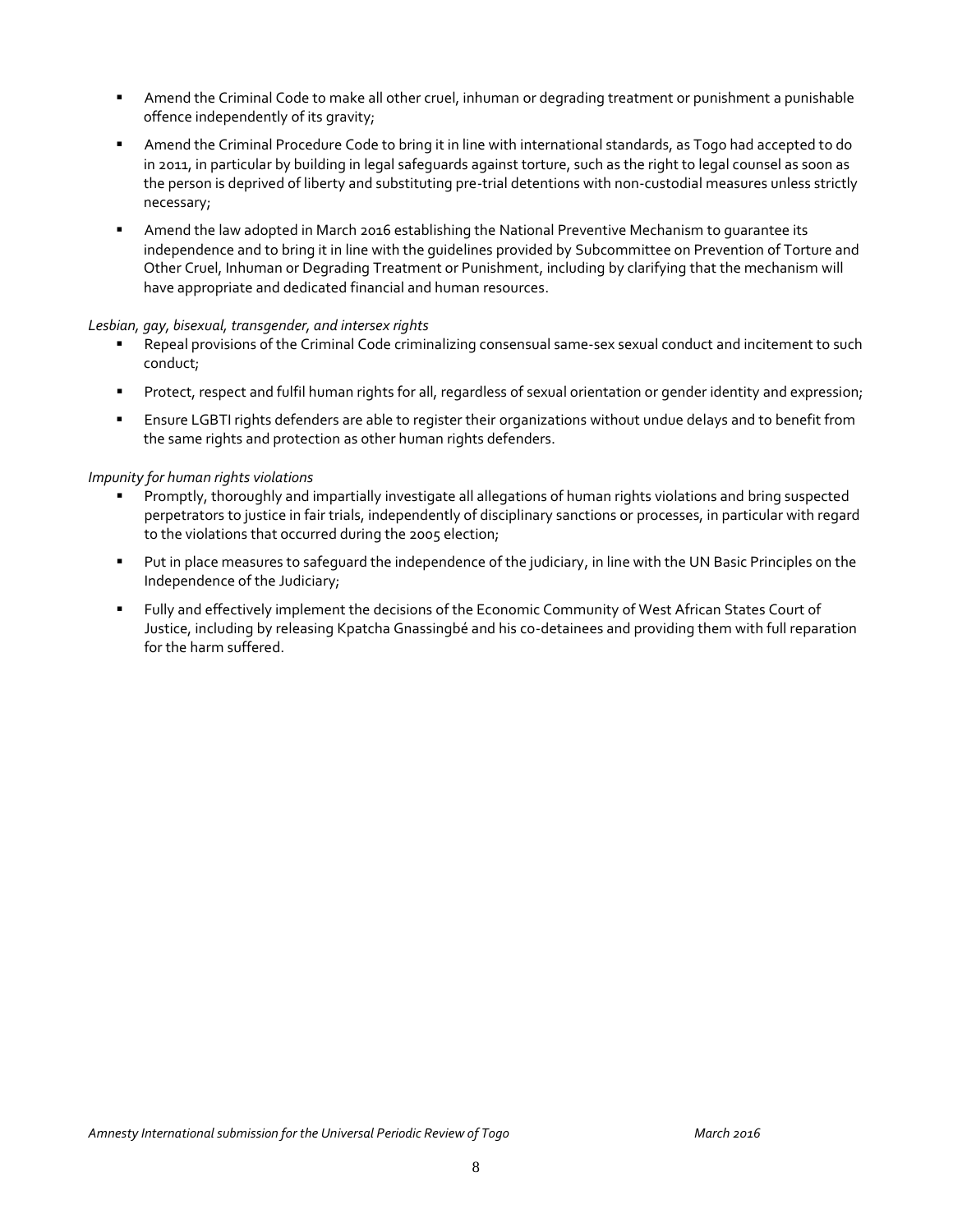- Amend the Criminal Code to make all other cruel, inhuman or degrading treatment or punishment a punishable offence independently of its gravity;
- Amend the Criminal Procedure Code to bring it in line with international standards, as Togo had accepted to do in 2011, in particular by building in legal safeguards against torture, such as the right to legal counsel as soon as the person is deprived of liberty and substituting pre-trial detentions with non-custodial measures unless strictly necessary;
- Amend the law adopted in March 2016 establishing the National Preventive Mechanism to guarantee its independence and to bring it in line with the guidelines provided by Subcommittee on Prevention of Torture and Other Cruel, Inhuman or Degrading Treatment or Punishment, including by clarifying that the mechanism will have appropriate and dedicated financial and human resources.

*Lesbian, gay, bisexual, transgender, and intersex rights*

- Repeal provisions of the Criminal Code criminalizing consensual same-sex sexual conduct and incitement to such conduct;
- Protect, respect and fulfil human rights for all, regardless of sexual orientation or gender identity and expression;
- Ensure LGBTI rights defenders are able to register their organizations without undue delays and to benefit from the same rights and protection as other human rights defenders.

*Impunity for human rights violations*

- Promptly, thoroughly and impartially investigate all allegations of human rights violations and bring suspected perpetrators to justice in fair trials, independently of disciplinary sanctions or processes, in particular with regard to the violations that occurred during the 2005 election;
- Put in place measures to safeguard the independence of the judiciary, in line with the UN Basic Principles on the Independence of the Judiciary;
- Fully and effectively implement the decisions of the Economic Community of West African States Court of Justice, including by releasing Kpatcha Gnassingbé and his co-detainees and providing them with full reparation for the harm suffered.